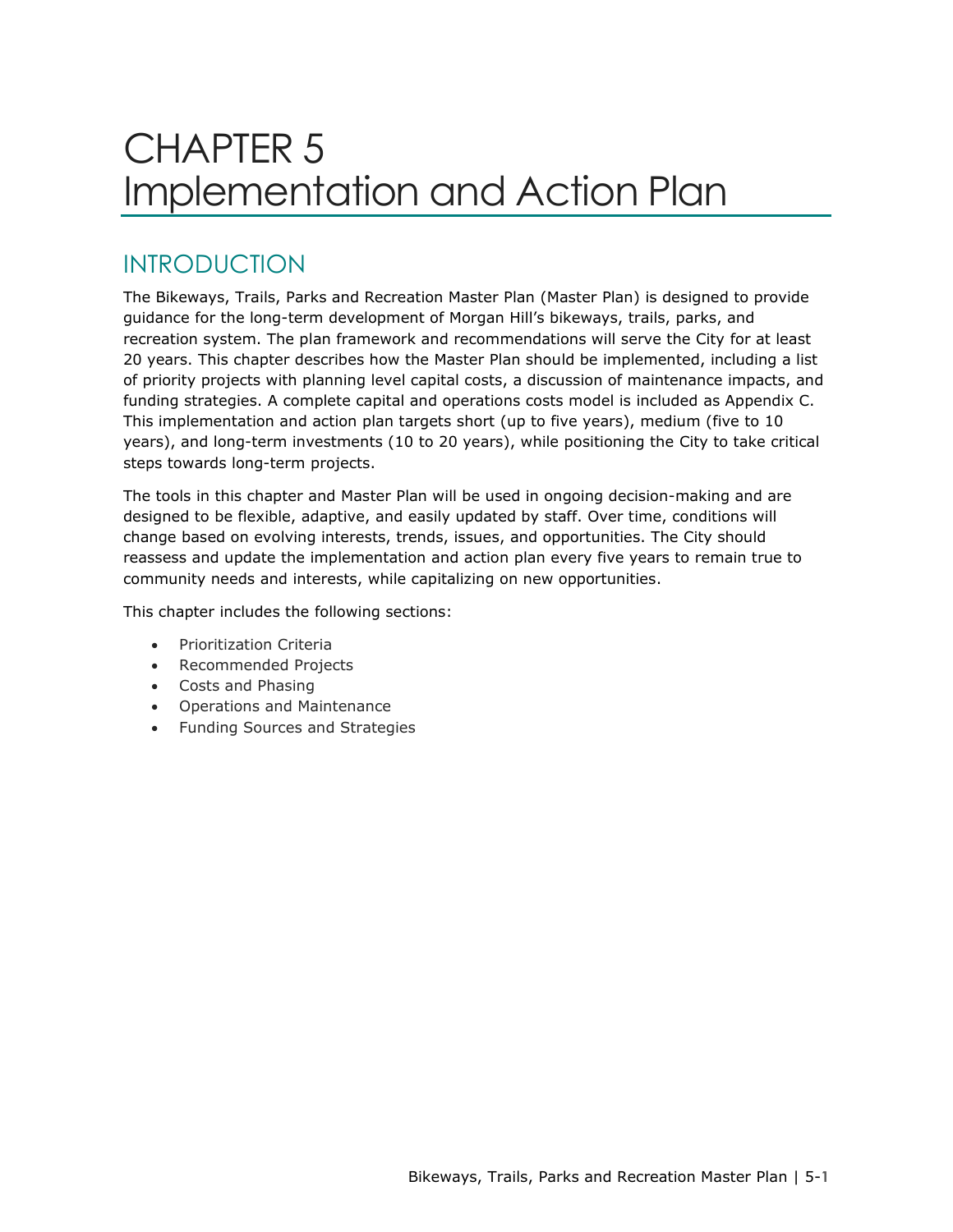# CHAPTER 5 Implementation and Action Plan

## INTRODUCTION

The Bikeways, Trails, Parks and Recreation Master Plan (Master Plan) is designed to provide guidance for the long-term development of Morgan Hill's bikeways, trails, parks, and recreation system. The plan framework and recommendations will serve the City for at least 20 years. This chapter describes how the Master Plan should be implemented, including a list of priority projects with planning level capital costs, a discussion of maintenance impacts, and funding strategies. A complete capital and operations costs model is included as Appendix C. This implementation and action plan targets short (up to five years), medium (five to 10 years), and long-term investments (10 to 20 years), while positioning the City to take critical steps towards long-term projects.

The tools in this chapter and Master Plan will be used in ongoing decision-making and are designed to be flexible, adaptive, and easily updated by staff. Over time, conditions will change based on evolving interests, trends, issues, and opportunities. The City should reassess and update the implementation and action plan every five years to remain true to community needs and interests, while capitalizing on new opportunities.

This chapter includes the following sections:

- Prioritization Criteria
- Recommended Projects
- Costs and Phasing
- Operations and Maintenance
- Funding Sources and Strategies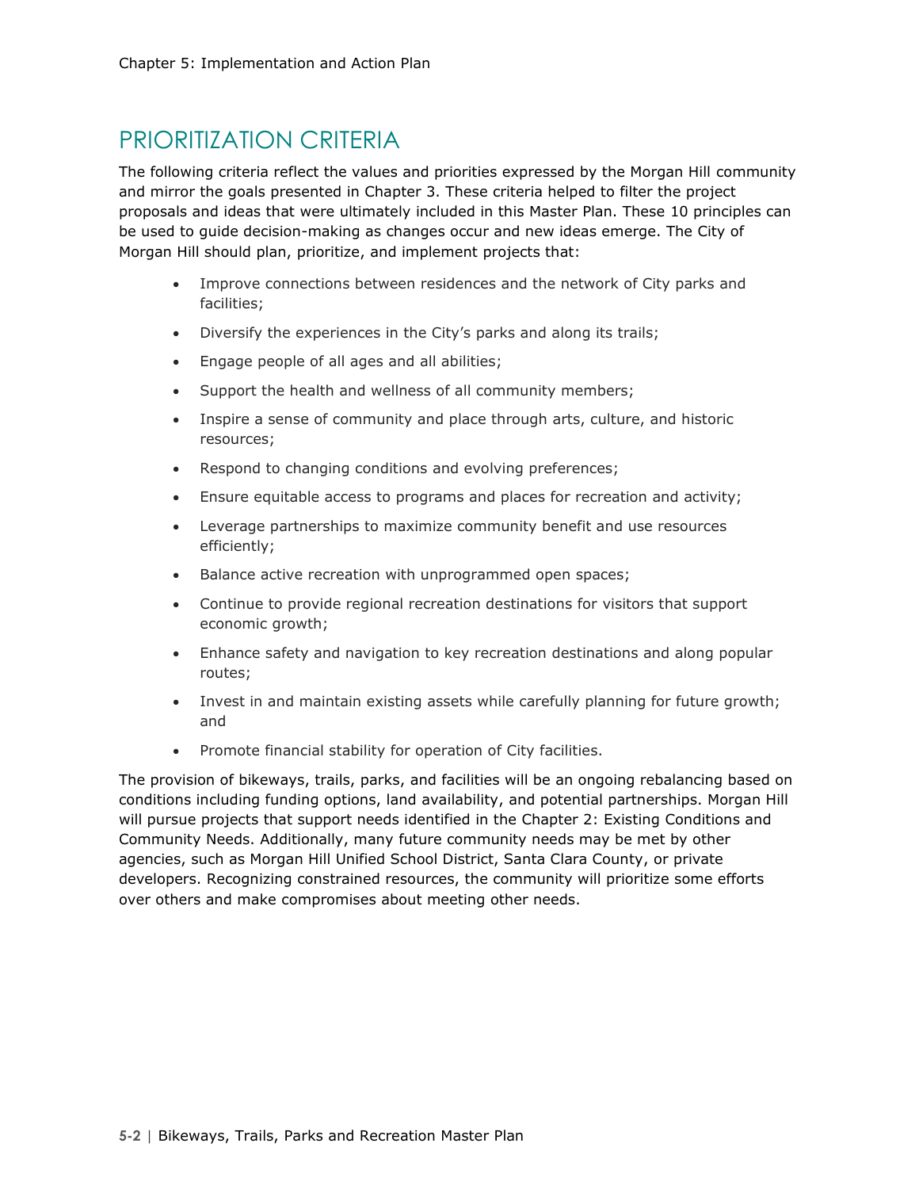## PRIORITIZATION CRITERIA

The following criteria reflect the values and priorities expressed by the Morgan Hill community and mirror the goals presented in Chapter 3. These criteria helped to filter the project proposals and ideas that were ultimately included in this Master Plan. These 10 principles can be used to guide decision-making as changes occur and new ideas emerge. The City of Morgan Hill should plan, prioritize, and implement projects that:

- Improve connections between residences and the network of City parks and facilities;
- Diversify the experiences in the City's parks and along its trails;
- Engage people of all ages and all abilities;
- Support the health and wellness of all community members;
- Inspire a sense of community and place through arts, culture, and historic resources;
- Respond to changing conditions and evolving preferences;
- Ensure equitable access to programs and places for recreation and activity;
- Leverage partnerships to maximize community benefit and use resources efficiently;
- Balance active recreation with unprogrammed open spaces;
- Continue to provide regional recreation destinations for visitors that support economic growth;
- Enhance safety and navigation to key recreation destinations and along popular routes;
- Invest in and maintain existing assets while carefully planning for future growth; and
- Promote financial stability for operation of City facilities.

The provision of bikeways, trails, parks, and facilities will be an ongoing rebalancing based on conditions including funding options, land availability, and potential partnerships. Morgan Hill will pursue projects that support needs identified in the Chapter 2: Existing Conditions and Community Needs. Additionally, many future community needs may be met by other agencies, such as Morgan Hill Unified School District, Santa Clara County, or private developers. Recognizing constrained resources, the community will prioritize some efforts over others and make compromises about meeting other needs.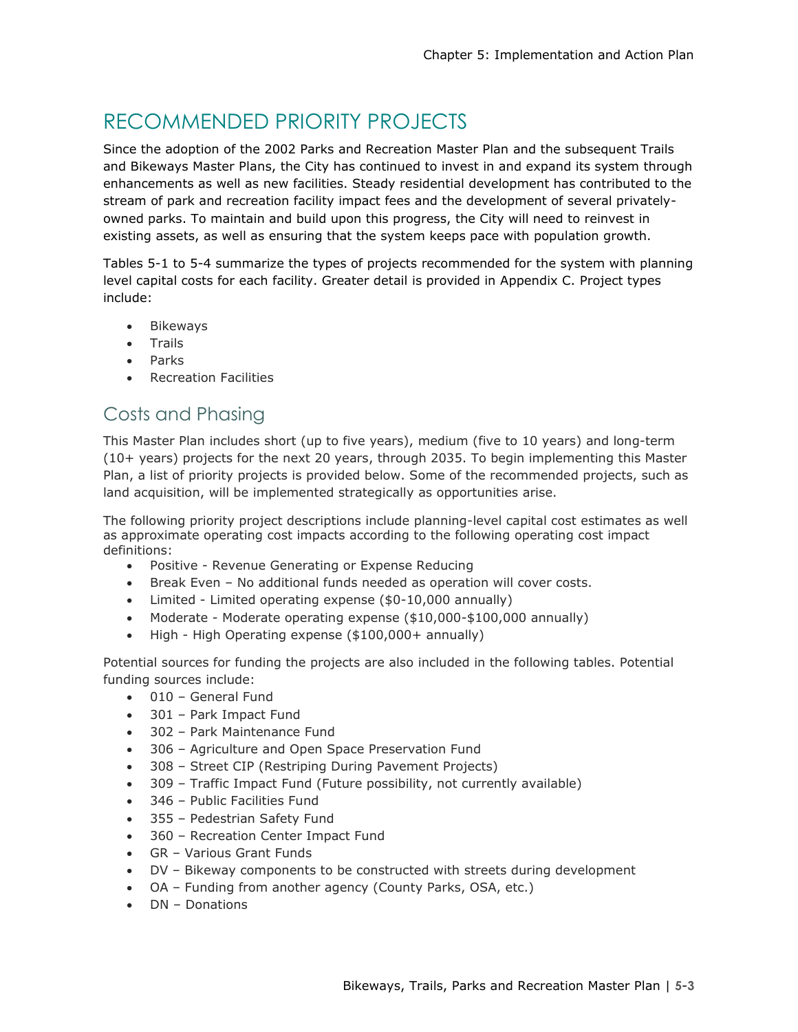# RECOMMENDED PRIORITY PROJECTS

Since the adoption of the 2002 Parks and Recreation Master Plan and the subsequent Trails and Bikeways Master Plans, the City has continued to invest in and expand its system through enhancements as well as new facilities. Steady residential development has contributed to the stream of park and recreation facility impact fees and the development of several privately-owned parks. To maintain and build upon this progress, the City will need to reinvest in existing assets, as well as ensuring that the system keeps pace with population growth.

Tables 5-1 to 5-4 summarize the types of projects recommended for the system with planning level capital costs for each facility. Greater detail is provided in Appendix C. Project types include:

- Bikeways
- Trails
- Parks
- Recreation Facilities

## Costs and Phasing

This Master Plan includes short (up to five years), medium (five to 10 years) and long-term (10+ years) projects for the next 20 years, through 2035. To begin implementing this Master Plan, a list of priority projects is provided below. Some of the recommended projects, such as land acquisition, will be implemented strategically as opportunities arise.

The following priority project descriptions include planning-level capital cost estimates as well as approximate operating cost impacts according to the following operating cost impact definitions:

- Positive - Revenue Generating or Expense Reducing
- Break Even – No additional funds needed as operation will cover costs.
- Limited - Limited operating expense ($0-10,000 annually)
- Moderate - Moderate operating expense ($10,000-$100,000 annually)
- High - High Operating expense ($100,000+ annually)

Potential sources for funding the projects are also included in the following tables. Potential funding sources include:

- 010 – General Fund
- 301 – Park Impact Fund
- 302 – Park Maintenance Fund
- 306 – Agriculture and Open Space Preservation Fund
- 308 – Street CIP (Restriping During Pavement Projects)
- 309 – Traffic Impact Fund (Future possibility, not currently available)
- 346 – Public Facilities Fund
- 355 – Pedestrian Safety Fund
- 360 – Recreation Center Impact Fund
- GR – Various Grant Funds
- DV – Bikeway components to be constructed with streets during development
- OA – Funding from another agency (County Parks, OSA, etc.)
- DN – Donations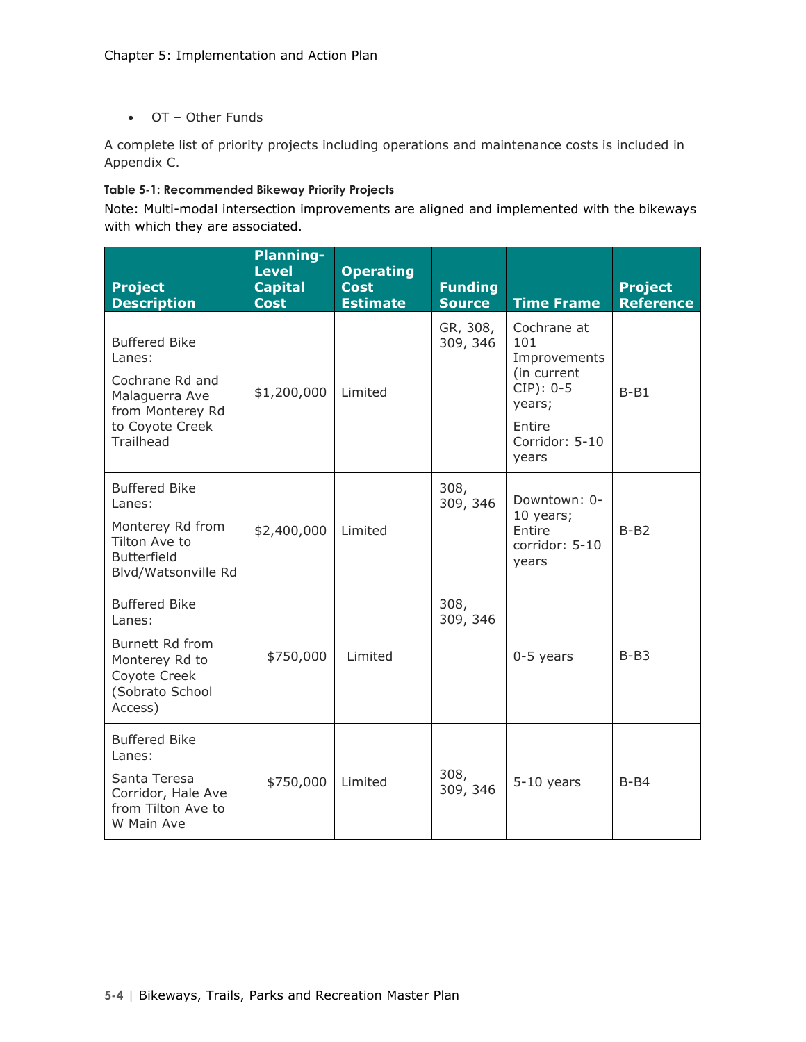- OT – Other Funds

A complete list of priority projects including operations and maintenance costs is included in Appendix C.

**Table 5-1: Recommended Bikeway Priority Projects**

Note: Multi-modal intersection improvements are aligned and implemented with the bikeways with which they are associated.

| Project Description | Planning-Level Capital Cost | Operating Cost Estimate | Funding Source | Time Frame | Project Reference |
|---|---|---|---|---|---|
| Buffered Bike Lanes: Cochrane Rd and Malaguerra Ave from Monterey Rd to Coyote Creek Trailhead | $1,200,000 | Limited | GR, 308, 309, 346 | Cochrane at 101 Improvements (in current CIP): 0-5 years; Entire Corridor: 5-10 years | B-B1 |
| Buffered Bike Lanes: Monterey Rd from Tilton Ave to Butterfield Blvd/Watsonville Rd | $2,400,000 | Limited | 308, 309, 346 | Downtown: 0-10 years; Entire corridor: 5-10 years | B-B2 |
| Buffered Bike Lanes: Burnett Rd from Monterey Rd to Coyote Creek (Sobrato School Access) | $750,000 | Limited | 308, 309, 346 | 0-5 years | B-B3 |
| Buffered Bike Lanes: Santa Teresa Corridor, Hale Ave from Tilton Ave to W Main Ave | $750,000 | Limited | 308, 309, 346 | 5-10 years | B-B4 |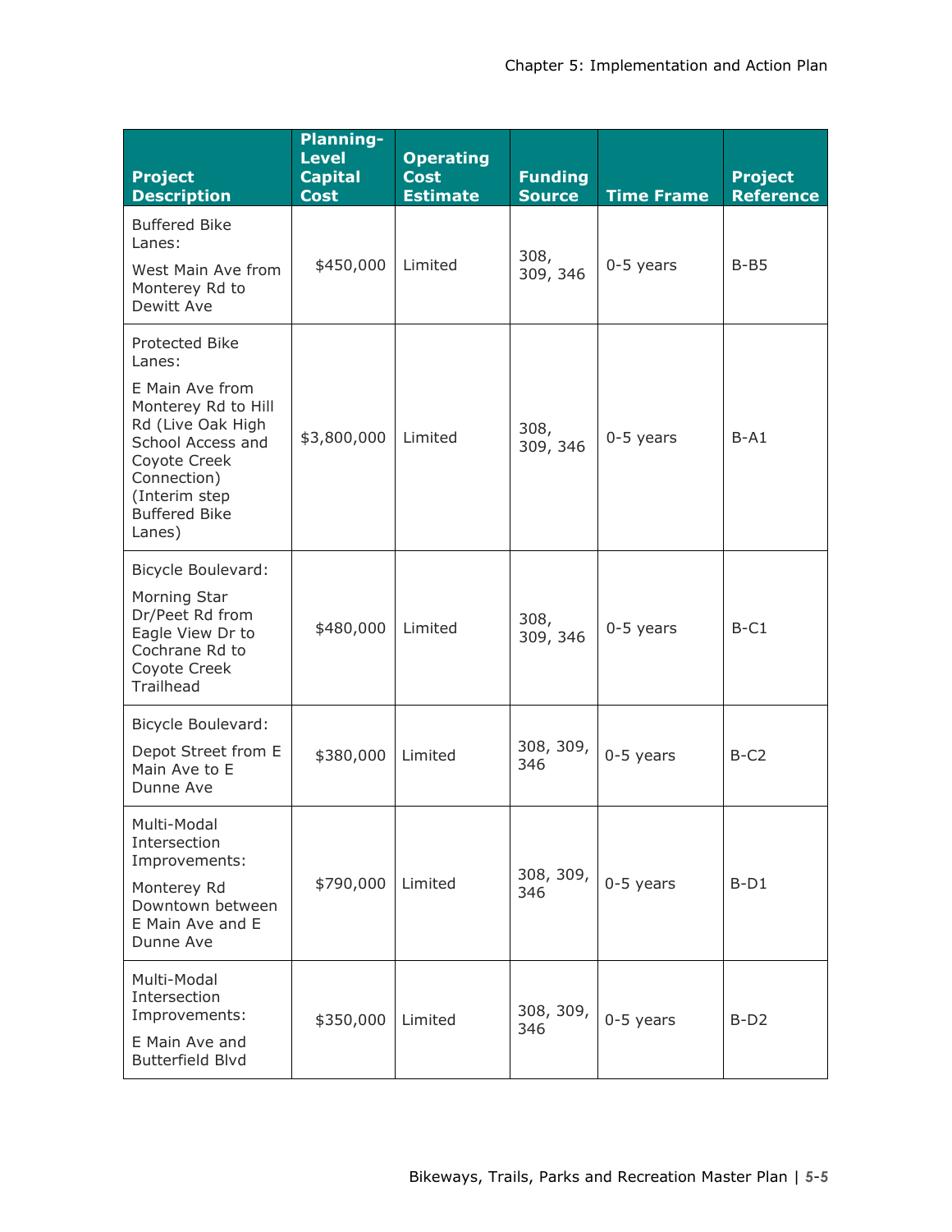| Project Description | Planning-Level Capital Cost | Operating Cost Estimate | Funding Source | Time Frame | Project Reference |
|---|---|---|---|---|---|
| Buffered Bike Lanes: West Main Ave from Monterey Rd to Dewitt Ave | $450,000 | Limited | 308, 309, 346 | 0-5 years | B-B5 |
| Protected Bike Lanes: E Main Ave from Monterey Rd to Hill Rd (Live Oak High School Access and Coyote Creek Connection) (Interim step Buffered Bike Lanes) | $3,800,000 | Limited | 308, 309, 346 | 0-5 years | B-A1 |
| Bicycle Boulevard: Morning Star Dr/Peet Rd from Eagle View Dr to Cochrane Rd to Coyote Creek Trailhead | $480,000 | Limited | 308, 309, 346 | 0-5 years | B-C1 |
| Bicycle Boulevard: Depot Street from E Main Ave to E Dunne Ave | $380,000 | Limited | 308, 309, 346 | 0-5 years | B-C2 |
| Multi-Modal Intersection Improvements: Monterey Rd Downtown between E Main Ave and E Dunne Ave | $790,000 | Limited | 308, 309, 346 | 0-5 years | B-D1 |
| Multi-Modal Intersection Improvements: E Main Ave and Butterfield Blvd | $350,000 | Limited | 308, 309, 346 | 0-5 years | B-D2 |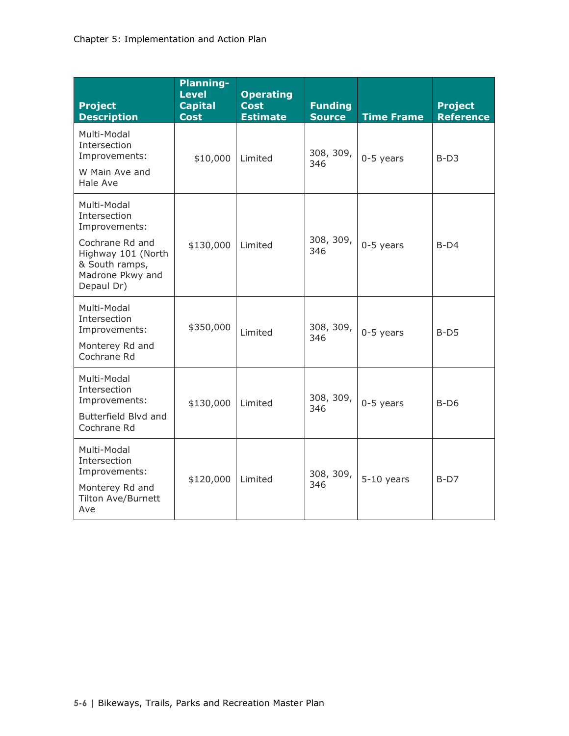| Project Description | Planning-Level Capital Cost | Operating Cost Estimate | Funding Source | Time Frame | Project Reference |
|---|---|---|---|---|---|
| Multi-Modal Intersection Improvements: W Main Ave and Hale Ave | $10,000 | Limited | 308, 309, 346 | 0-5 years | B-D3 |
| Multi-Modal Intersection Improvements: Cochrane Rd and Highway 101 (North & South ramps, Madrone Pkwy and Depaul Dr) | $130,000 | Limited | 308, 309, 346 | 0-5 years | B-D4 |
| Multi-Modal Intersection Improvements: Monterey Rd and Cochrane Rd | $350,000 | Limited | 308, 309, 346 | 0-5 years | B-D5 |
| Multi-Modal Intersection Improvements: Butterfield Blvd and Cochrane Rd | $130,000 | Limited | 308, 309, 346 | 0-5 years | B-D6 |
| Multi-Modal Intersection Improvements: Monterey Rd and Tilton Ave/Burnett Ave | $120,000 | Limited | 308, 309, 346 | 5-10 years | B-D7 |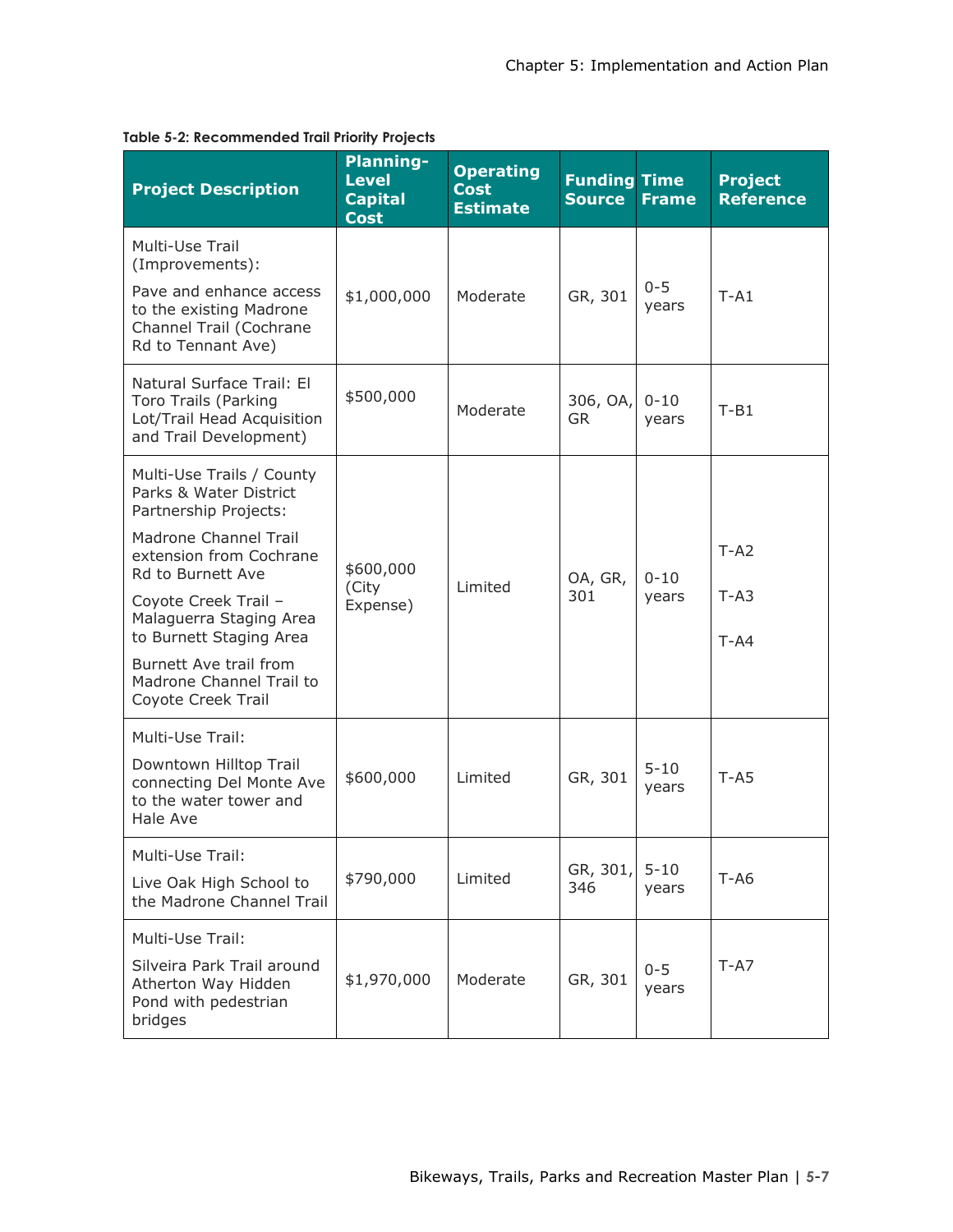**Table 5-2: Recommended Trail Priority Projects**

| Project Description | Planning-Level Capital Cost | Operating Cost Estimate | Funding Source | Time Frame | Project Reference |
|---|---|---|---|---|---|
| Multi-Use Trail (Improvements): Pave and enhance access to the existing Madrone Channel Trail (Cochrane Rd to Tennant Ave) | $1,000,000 | Moderate | GR, 301 | 0-5 years | T-A1 |
| Natural Surface Trail: El Toro Trails (Parking Lot/Trail Head Acquisition and Trail Development) | $500,000 | Moderate | 306, OA, GR | 0-10 years | T-B1 |
| Multi-Use Trails / County Parks & Water District Partnership Projects: Madrone Channel Trail extension from Cochrane Rd to Burnett Ave; Coyote Creek Trail – Malaguerra Staging Area to Burnett Staging Area; Burnett Ave trail from Madrone Channel Trail to Coyote Creek Trail | $600,000 (City Expense) | Limited | OA, GR, 301 | 0-10 years | T-A2; T-A3; T-A4 |
| Multi-Use Trail: Downtown Hilltop Trail connecting Del Monte Ave to the water tower and Hale Ave | $600,000 | Limited | GR, 301 | 5-10 years | T-A5 |
| Multi-Use Trail: Live Oak High School to the Madrone Channel Trail | $790,000 | Limited | GR, 301, 346 | 5-10 years | T-A6 |
| Multi-Use Trail: Silveira Park Trail around Atherton Way Hidden Pond with pedestrian bridges | $1,970,000 | Moderate | GR, 301 | 0-5 years | T-A7 |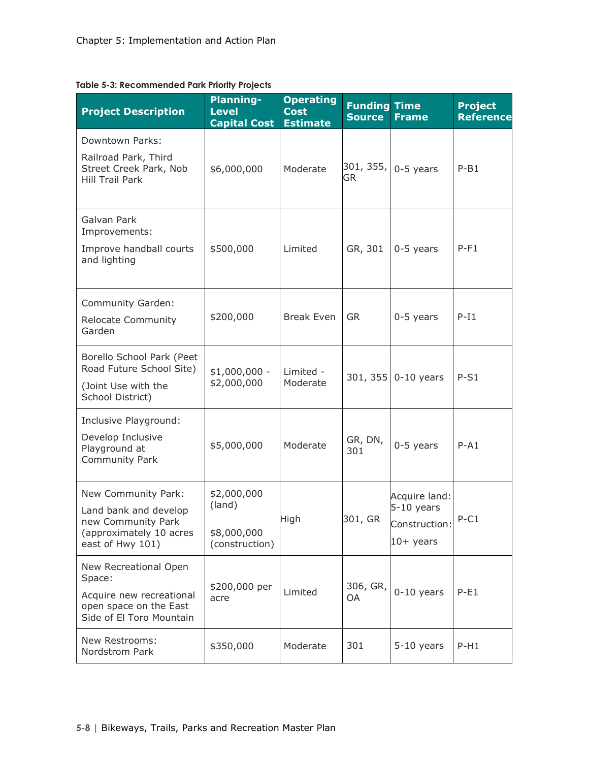**Table 5-3: Recommended Park Priority Projects**

| Project Description | Planning-Level Capital Cost | Operating Cost Estimate | Funding Source | Time Frame | Project Reference |
|---|---|---|---|---|---|
| Downtown Parks: Railroad Park, Third Street Creek Park, Nob Hill Trail Park | $6,000,000 | Moderate | 301, 355, GR | 0-5 years | P-B1 |
| Galvan Park Improvements: Improve handball courts and lighting | $500,000 | Limited | GR, 301 | 0-5 years | P-F1 |
| Community Garden: Relocate Community Garden | $200,000 | Break Even | GR | 0-5 years | P-I1 |
| Borello School Park (Peet Road Future School Site) (Joint Use with the School District) | $1,000,000 - $2,000,000 | Limited - Moderate | 301, 355 | 0-10 years | P-S1 |
| Inclusive Playground: Develop Inclusive Playground at Community Park | $5,000,000 | Moderate | GR, DN, 301 | 0-5 years | P-A1 |
| New Community Park: Land bank and develop new Community Park (approximately 10 acres east of Hwy 101) | $2,000,000 (land) $8,000,000 (construction) | High | 301, GR | Acquire land: 5-10 years Construction: 10+ years | P-C1 |
| New Recreational Open Space: Acquire new recreational open space on the East Side of El Toro Mountain | $200,000 per acre | Limited | 306, GR, OA | 0-10 years | P-E1 |
| New Restrooms: Nordstrom Park | $350,000 | Moderate | 301 | 5-10 years | P-H1 |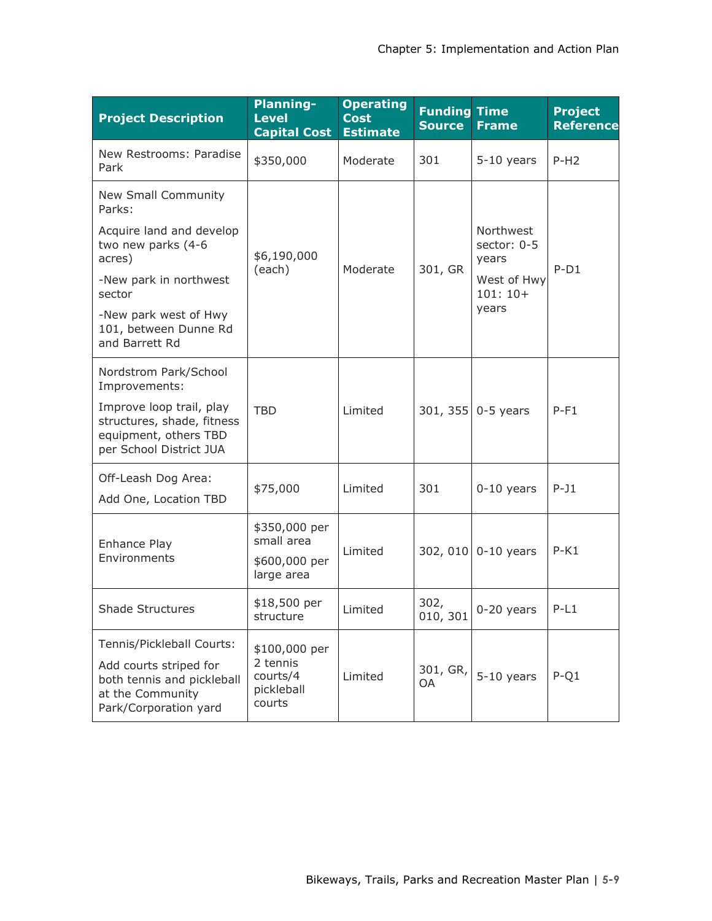| Project Description | Planning-Level Capital Cost | Operating Cost Estimate | Funding Source | Time Frame | Project Reference |
|---|---|---|---|---|---|
| New Restrooms: Paradise Park | $350,000 | Moderate | 301 | 5-10 years | P-H2 |
| New Small Community Parks:<br>Acquire land and develop two new parks (4-6 acres)<br>-New park in northwest sector<br>-New park west of Hwy 101, between Dunne Rd and Barrett Rd | $6,190,000 (each) | Moderate | 301, GR | Northwest sector: 0-5 years<br>West of Hwy 101: 10+ years | P-D1 |
| Nordstrom Park/School Improvements:<br>Improve loop trail, play structures, shade, fitness equipment, others TBD per School District JUA | TBD | Limited | 301, 355 | 0-5 years | P-F1 |
| Off-Leash Dog Area:<br>Add One, Location TBD | $75,000 | Limited | 301 | 0-10 years | P-J1 |
| Enhance Play Environments | $350,000 per small area<br>$600,000 per large area | Limited | 302, 010 | 0-10 years | P-K1 |
| Shade Structures | $18,500 per structure | Limited | 302, 010, 301 | 0-20 years | P-L1 |
| Tennis/Pickleball Courts:<br>Add courts striped for both tennis and pickleball at the Community Park/Corporation yard | $100,000 per 2 tennis courts/4 pickleball courts | Limited | 301, GR, OA | 5-10 years | P-Q1 |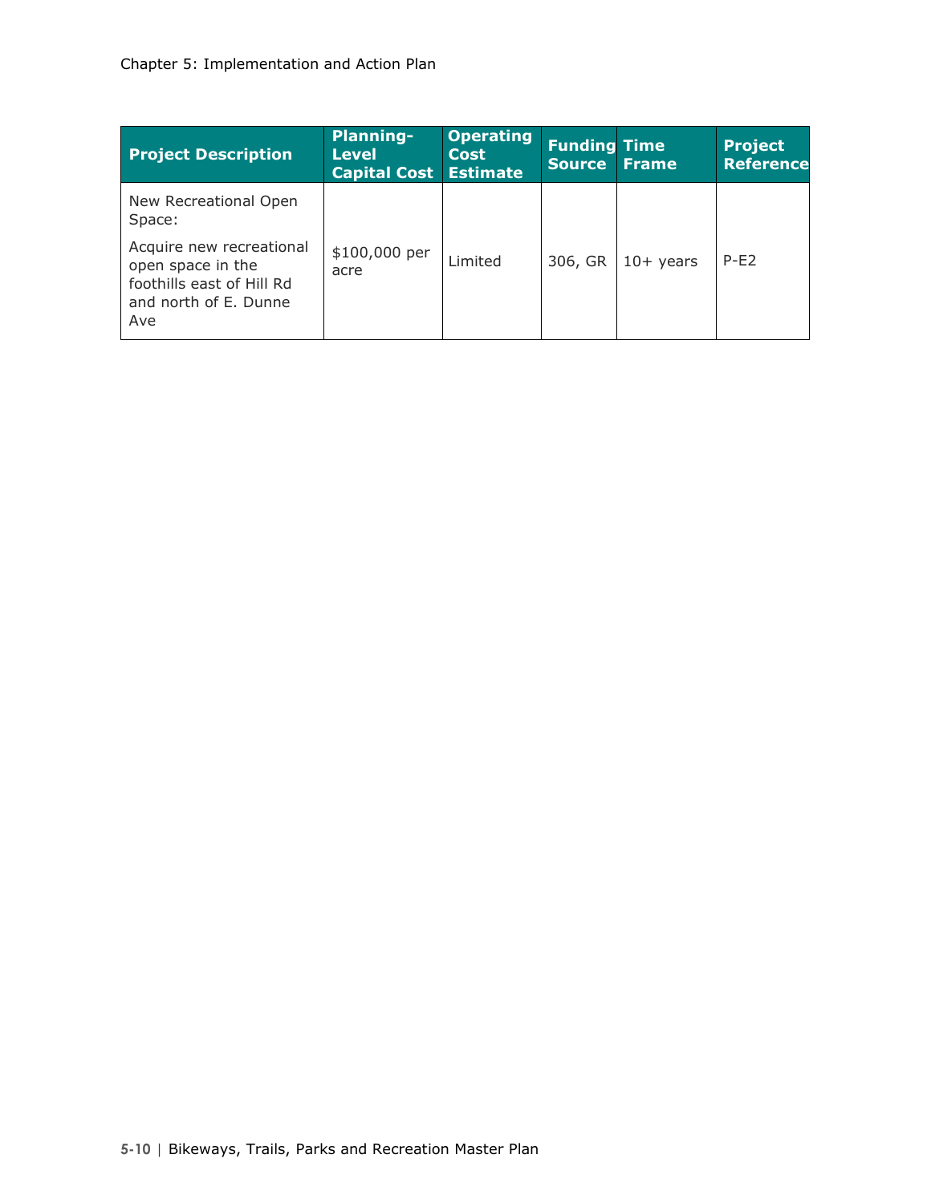| Project Description | Planning-Level Capital Cost | Operating Cost Estimate | Funding Source | Time Frame | Project Reference |
|---|---|---|---|---|---|
| New Recreational Open Space: Acquire new recreational open space in the foothills east of Hill Rd and north of E. Dunne Ave | $100,000 per acre | Limited | 306, GR | 10+ years | P-E2 |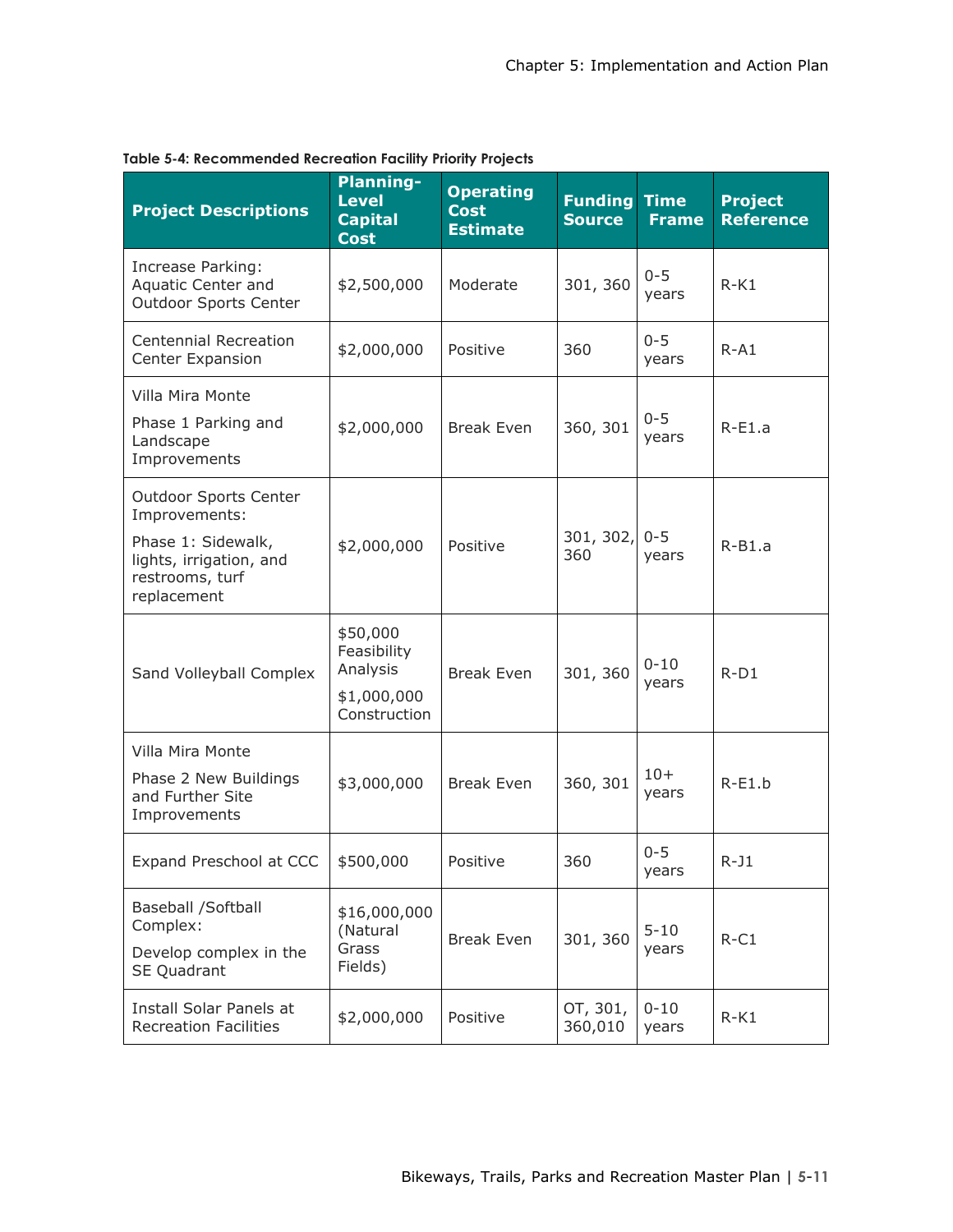**Table 5-4: Recommended Recreation Facility Priority Projects**

| Project Descriptions | Planning-Level Capital Cost | Operating Cost Estimate | Funding Source | Time Frame | Project Reference |
|---|---|---|---|---|---|
| Increase Parking: Aquatic Center and Outdoor Sports Center | $2,500,000 | Moderate | 301, 360 | 0-5 years | R-K1 |
| Centennial Recreation Center Expansion | $2,000,000 | Positive | 360 | 0-5 years | R-A1 |
| Villa Mira Monte<br>Phase 1 Parking and Landscape Improvements | $2,000,000 | Break Even | 360, 301 | 0-5 years | R-E1.a |
| Outdoor Sports Center Improvements:<br>Phase 1: Sidewalk, lights, irrigation, and restrooms, turf replacement | $2,000,000 | Positive | 301, 302, 360 | 0-5 years | R-B1.a |
| Sand Volleyball Complex | $50,000 Feasibility Analysis<br>$1,000,000 Construction | Break Even | 301, 360 | 0-10 years | R-D1 |
| Villa Mira Monte<br>Phase 2 New Buildings and Further Site Improvements | $3,000,000 | Break Even | 360, 301 | 10+ years | R-E1.b |
| Expand Preschool at CCC | $500,000 | Positive | 360 | 0-5 years | R-J1 |
| Baseball /Softball Complex:<br>Develop complex in the SE Quadrant | $16,000,000 (Natural Grass Fields) | Break Even | 301, 360 | 5-10 years | R-C1 |
| Install Solar Panels at Recreation Facilities | $2,000,000 | Positive | OT, 301, 360,010 | 0-10 years | R-K1 |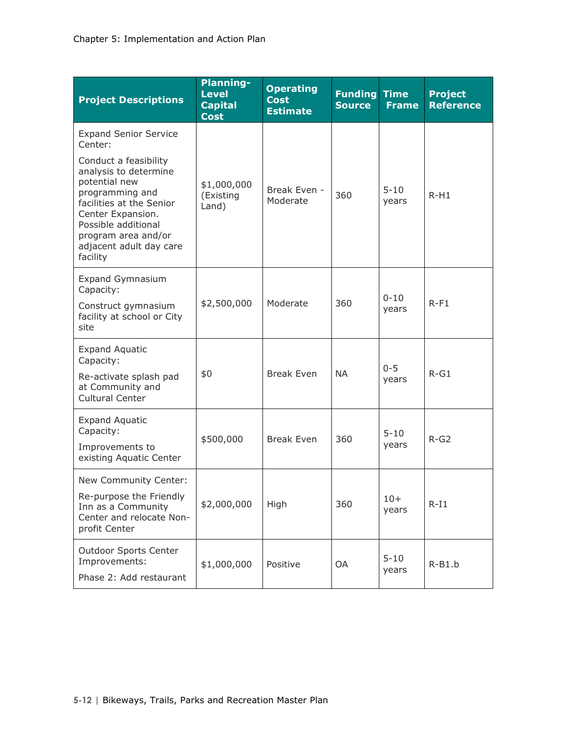| Project Descriptions | Planning-Level Capital Cost | Operating Cost Estimate | Funding Source | Time Frame | Project Reference |
|---|---|---|---|---|---|
| Expand Senior Service Center: Conduct a feasibility analysis to determine potential new programming and facilities at the Senior Center Expansion. Possible additional program area and/or adjacent adult day care facility | $1,000,000 (Existing Land) | Break Even - Moderate | 360 | 5-10 years | R-H1 |
| Expand Gymnasium Capacity: Construct gymnasium facility at school or City site | $2,500,000 | Moderate | 360 | 0-10 years | R-F1 |
| Expand Aquatic Capacity: Re-activate splash pad at Community and Cultural Center | $0 | Break Even | NA | 0-5 years | R-G1 |
| Expand Aquatic Capacity: Improvements to existing Aquatic Center | $500,000 | Break Even | 360 | 5-10 years | R-G2 |
| New Community Center: Re-purpose the Friendly Inn as a Community Center and relocate Non-profit Center | $2,000,000 | High | 360 | 10+ years | R-I1 |
| Outdoor Sports Center Improvements: Phase 2: Add restaurant | $1,000,000 | Positive | OA | 5-10 years | R-B1.b |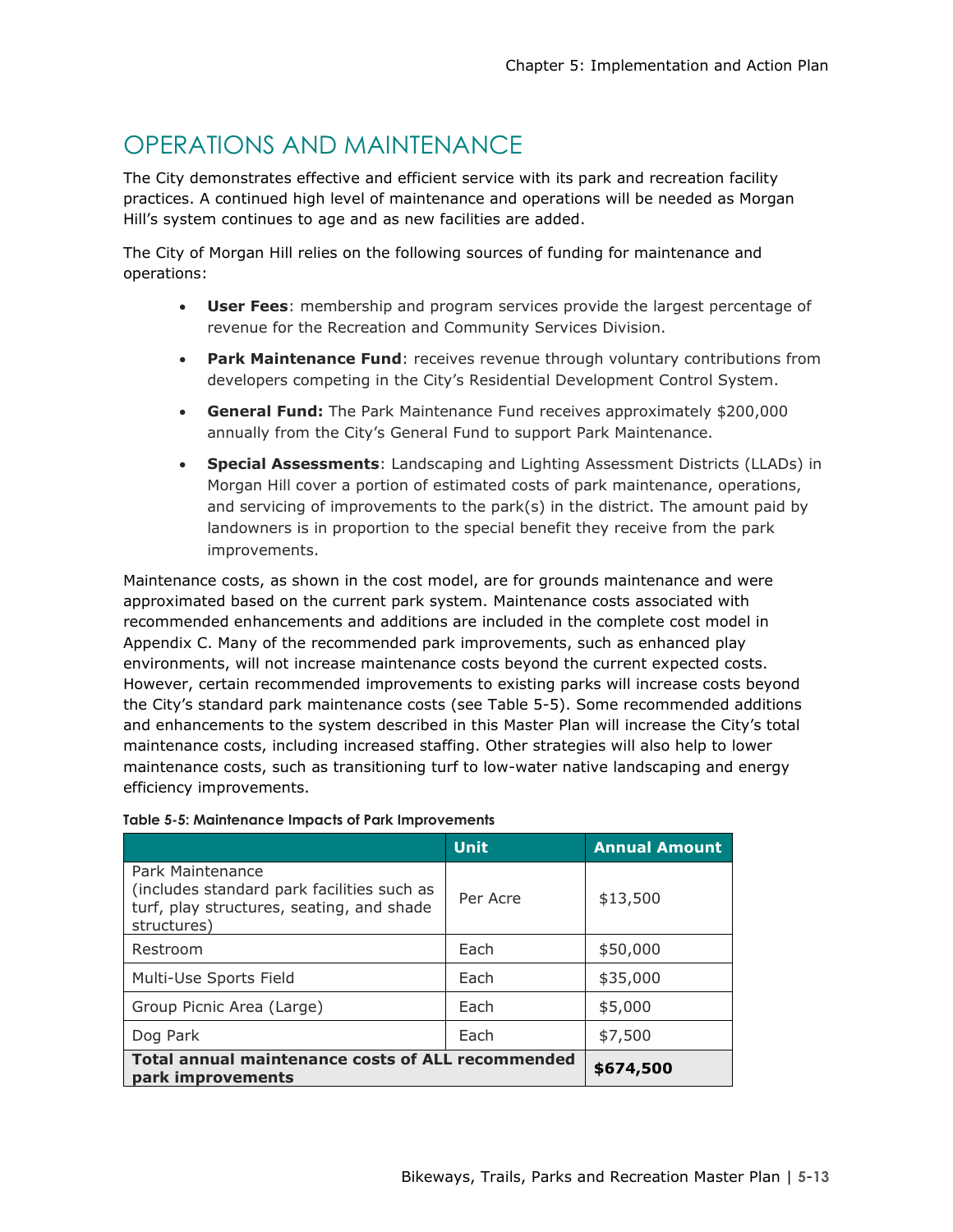## OPERATIONS AND MAINTENANCE

The City demonstrates effective and efficient service with its park and recreation facility practices. A continued high level of maintenance and operations will be needed as Morgan Hill's system continues to age and as new facilities are added.

The City of Morgan Hill relies on the following sources of funding for maintenance and operations:

- **User Fees**: membership and program services provide the largest percentage of revenue for the Recreation and Community Services Division.
- **Park Maintenance Fund**: receives revenue through voluntary contributions from developers competing in the City's Residential Development Control System.
- **General Fund:** The Park Maintenance Fund receives approximately $200,000 annually from the City's General Fund to support Park Maintenance.
- **Special Assessments**: Landscaping and Lighting Assessment Districts (LLADs) in Morgan Hill cover a portion of estimated costs of park maintenance, operations, and servicing of improvements to the park(s) in the district. The amount paid by landowners is in proportion to the special benefit they receive from the park improvements.

Maintenance costs, as shown in the cost model, are for grounds maintenance and were approximated based on the current park system. Maintenance costs associated with recommended enhancements and additions are included in the complete cost model in Appendix C. Many of the recommended park improvements, such as enhanced play environments, will not increase maintenance costs beyond the current expected costs. However, certain recommended improvements to existing parks will increase costs beyond the City's standard park maintenance costs (see Table 5-5). Some recommended additions and enhancements to the system described in this Master Plan will increase the City's total maintenance costs, including increased staffing. Other strategies will also help to lower maintenance costs, such as transitioning turf to low-water native landscaping and energy efficiency improvements.

**Table 5-5: Maintenance Impacts of Park Improvements**

| | Unit | Annual Amount |
|---|---|---|
| Park Maintenance (includes standard park facilities such as turf, play structures, seating, and shade structures) | Per Acre | $13,500 |
| Restroom | Each | $50,000 |
| Multi-Use Sports Field | Each | $35,000 |
| Group Picnic Area (Large) | Each | $5,000 |
| Dog Park | Each | $7,500 |
| **Total annual maintenance costs of ALL recommended park improvements** | | **$674,500** |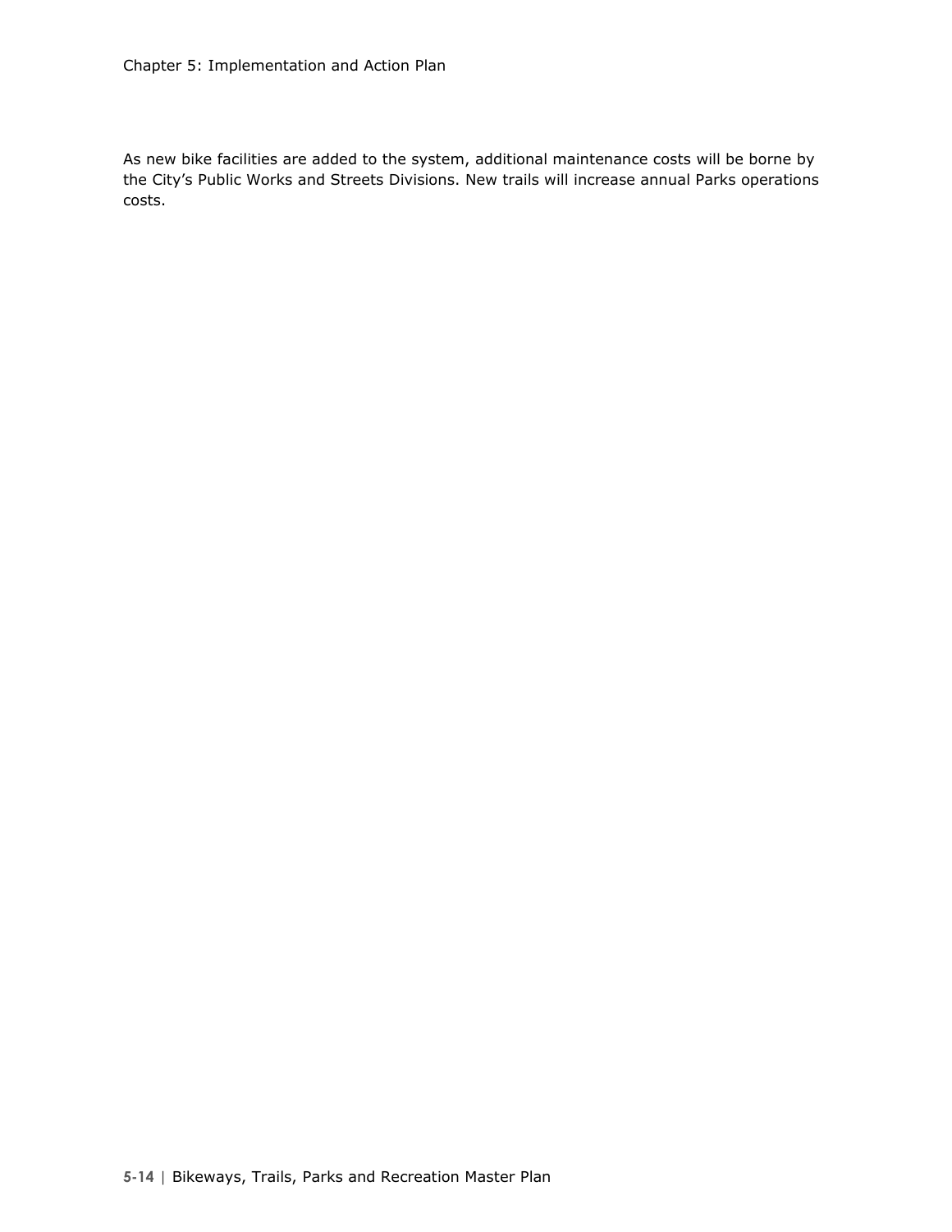As new bike facilities are added to the system, additional maintenance costs will be borne by the City's Public Works and Streets Divisions. New trails will increase annual Parks operations costs.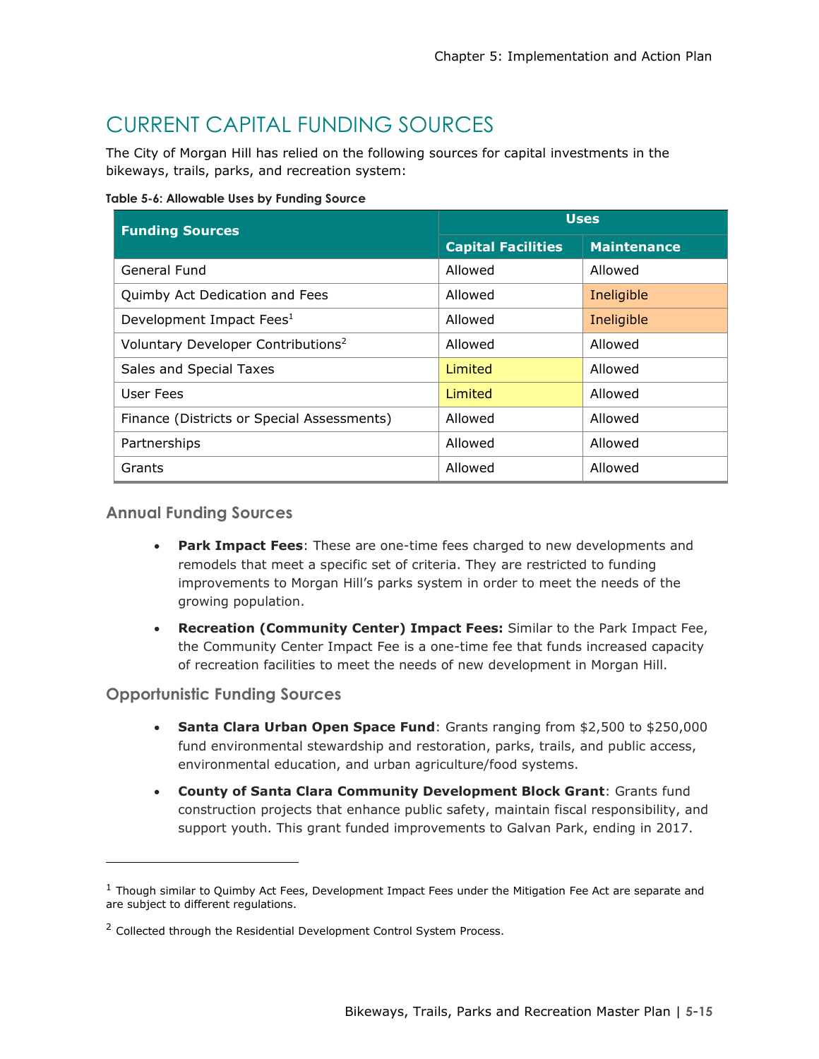# CURRENT CAPITAL FUNDING SOURCES

The City of Morgan Hill has relied on the following sources for capital investments in the bikeways, trails, parks, and recreation system:

**Table 5-6: Allowable Uses by Funding Source**

| Funding Sources | Uses | |
|---|---|---|
| | Capital Facilities | Maintenance |
| General Fund | Allowed | Allowed |
| Quimby Act Dedication and Fees | Allowed | Ineligible |
| Development Impact Fees[1] | Allowed | Ineligible |
| Voluntary Developer Contributions[2] | Allowed | Allowed |
| Sales and Special Taxes | Limited | Allowed |
| User Fees | Limited | Allowed |
| Finance (Districts or Special Assessments) | Allowed | Allowed |
| Partnerships | Allowed | Allowed |
| Grants | Allowed | Allowed |

## Annual Funding Sources

- **Park Impact Fees**: These are one-time fees charged to new developments and remodels that meet a specific set of criteria. They are restricted to funding improvements to Morgan Hill's parks system in order to meet the needs of the growing population.
- **Recreation (Community Center) Impact Fees:** Similar to the Park Impact Fee, the Community Center Impact Fee is a one-time fee that funds increased capacity of recreation facilities to meet the needs of new development in Morgan Hill.

## Opportunistic Funding Sources

- **Santa Clara Urban Open Space Fund**: Grants ranging from $2,500 to $250,000 fund environmental stewardship and restoration, parks, trails, and public access, environmental education, and urban agriculture/food systems.
- **County of Santa Clara Community Development Block Grant**: Grants fund construction projects that enhance public safety, maintain fiscal responsibility, and support youth. This grant funded improvements to Galvan Park, ending in 2017.

---

[1] Though similar to Quimby Act Fees, Development Impact Fees under the Mitigation Fee Act are separate and are subject to different regulations.

[2] Collected through the Residential Development Control System Process.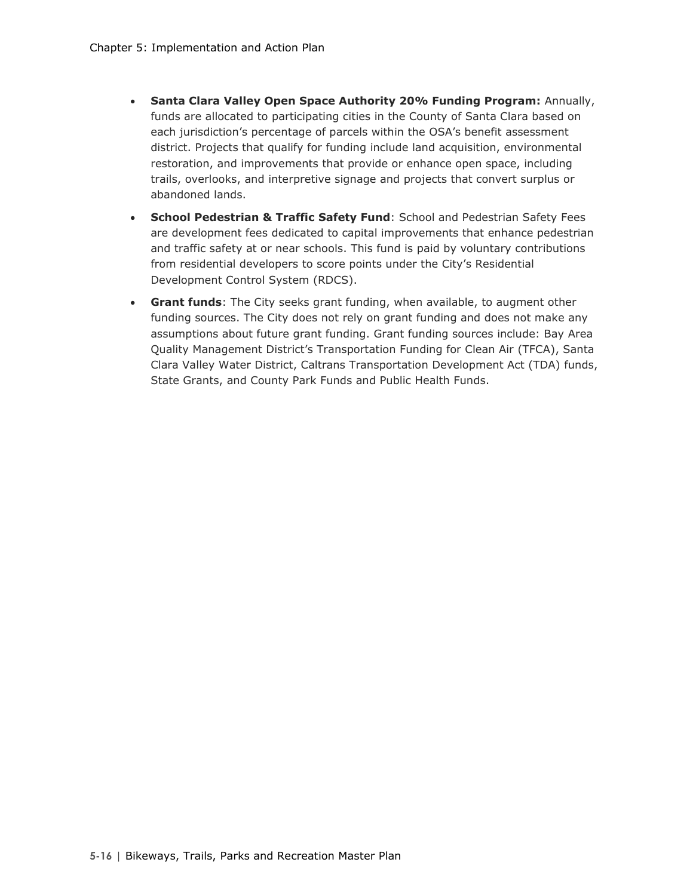- **Santa Clara Valley Open Space Authority 20% Funding Program:** Annually, funds are allocated to participating cities in the County of Santa Clara based on each jurisdiction's percentage of parcels within the OSA's benefit assessment district. Projects that qualify for funding include land acquisition, environmental restoration, and improvements that provide or enhance open space, including trails, overlooks, and interpretive signage and projects that convert surplus or abandoned lands.
- **School Pedestrian & Traffic Safety Fund**: School and Pedestrian Safety Fees are development fees dedicated to capital improvements that enhance pedestrian and traffic safety at or near schools. This fund is paid by voluntary contributions from residential developers to score points under the City's Residential Development Control System (RDCS).
- **Grant funds**: The City seeks grant funding, when available, to augment other funding sources. The City does not rely on grant funding and does not make any assumptions about future grant funding. Grant funding sources include: Bay Area Quality Management District's Transportation Funding for Clean Air (TFCA), Santa Clara Valley Water District, Caltrans Transportation Development Act (TDA) funds, State Grants, and County Park Funds and Public Health Funds.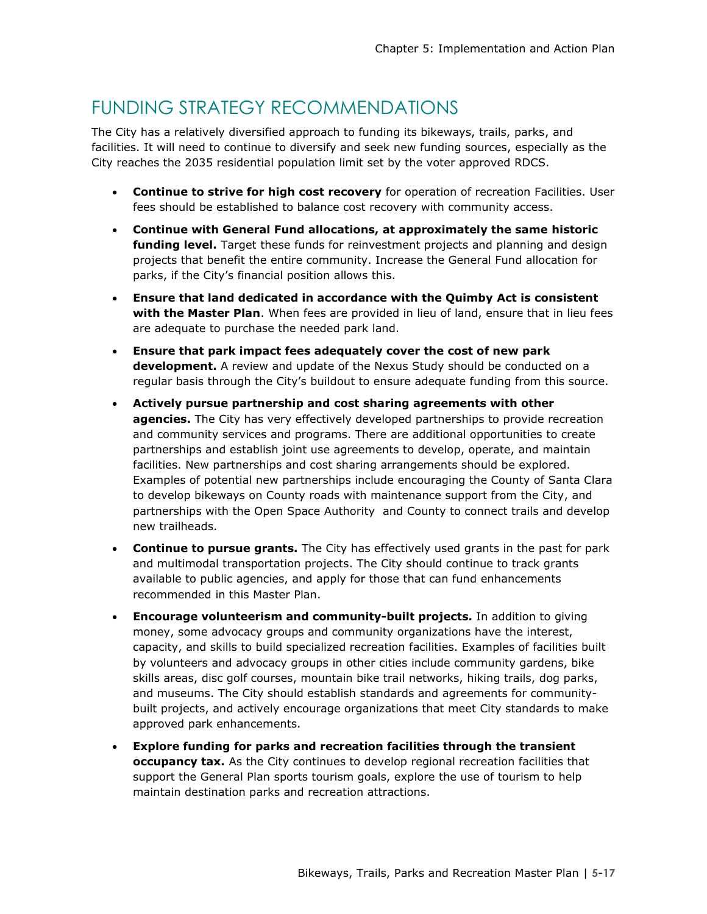## FUNDING STRATEGY RECOMMENDATIONS

The City has a relatively diversified approach to funding its bikeways, trails, parks, and facilities. It will need to continue to diversify and seek new funding sources, especially as the City reaches the 2035 residential population limit set by the voter approved RDCS.

- **Continue to strive for high cost recovery** for operation of recreation Facilities. User fees should be established to balance cost recovery with community access.
- **Continue with General Fund allocations, at approximately the same historic funding level.** Target these funds for reinvestment projects and planning and design projects that benefit the entire community. Increase the General Fund allocation for parks, if the City's financial position allows this.
- **Ensure that land dedicated in accordance with the Quimby Act is consistent with the Master Plan**. When fees are provided in lieu of land, ensure that in lieu fees are adequate to purchase the needed park land.
- **Ensure that park impact fees adequately cover the cost of new park development.** A review and update of the Nexus Study should be conducted on a regular basis through the City's buildout to ensure adequate funding from this source.
- **Actively pursue partnership and cost sharing agreements with other agencies.** The City has very effectively developed partnerships to provide recreation and community services and programs. There are additional opportunities to create partnerships and establish joint use agreements to develop, operate, and maintain facilities. New partnerships and cost sharing arrangements should be explored. Examples of potential new partnerships include encouraging the County of Santa Clara to develop bikeways on County roads with maintenance support from the City, and partnerships with the Open Space Authority and County to connect trails and develop new trailheads.
- **Continue to pursue grants.** The City has effectively used grants in the past for park and multimodal transportation projects. The City should continue to track grants available to public agencies, and apply for those that can fund enhancements recommended in this Master Plan.
- **Encourage volunteerism and community-built projects.** In addition to giving money, some advocacy groups and community organizations have the interest, capacity, and skills to build specialized recreation facilities. Examples of facilities built by volunteers and advocacy groups in other cities include community gardens, bike skills areas, disc golf courses, mountain bike trail networks, hiking trails, dog parks, and museums. The City should establish standards and agreements for community-built projects, and actively encourage organizations that meet City standards to make approved park enhancements.
- **Explore funding for parks and recreation facilities through the transient occupancy tax.** As the City continues to develop regional recreation facilities that support the General Plan sports tourism goals, explore the use of tourism to help maintain destination parks and recreation attractions.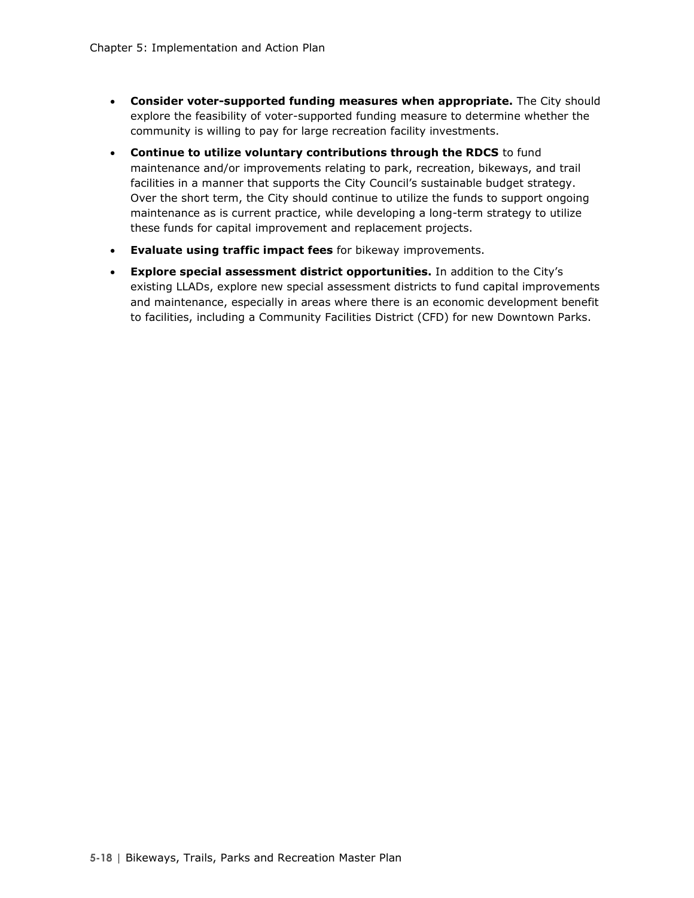- **Consider voter-supported funding measures when appropriate.** The City should explore the feasibility of voter-supported funding measure to determine whether the community is willing to pay for large recreation facility investments.
- **Continue to utilize voluntary contributions through the RDCS** to fund maintenance and/or improvements relating to park, recreation, bikeways, and trail facilities in a manner that supports the City Council's sustainable budget strategy. Over the short term, the City should continue to utilize the funds to support ongoing maintenance as is current practice, while developing a long-term strategy to utilize these funds for capital improvement and replacement projects.
- **Evaluate using traffic impact fees** for bikeway improvements.
- **Explore special assessment district opportunities.** In addition to the City's existing LLADs, explore new special assessment districts to fund capital improvements and maintenance, especially in areas where there is an economic development benefit to facilities, including a Community Facilities District (CFD) for new Downtown Parks.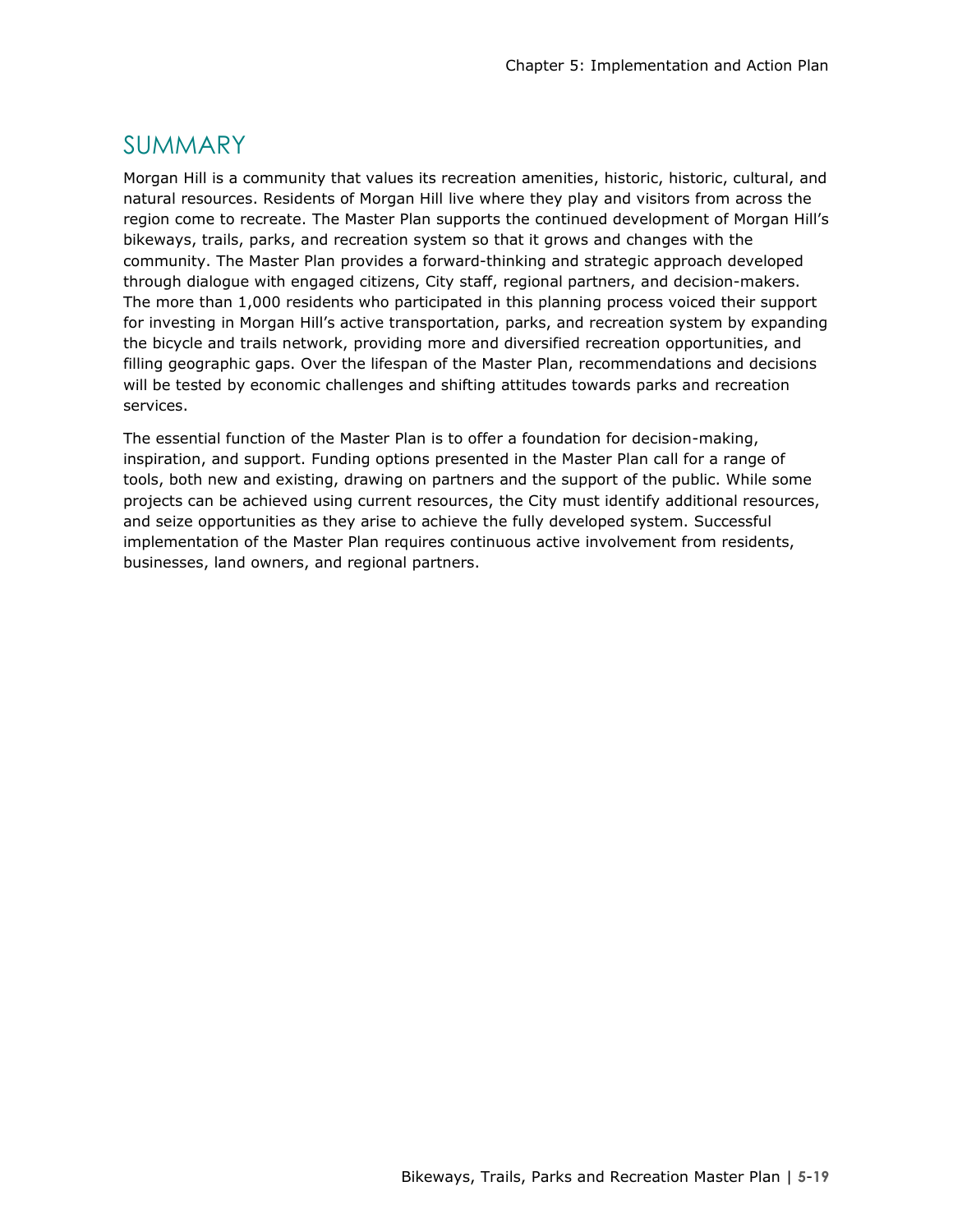## SUMMARY

Morgan Hill is a community that values its recreation amenities, historic, historic, cultural, and natural resources. Residents of Morgan Hill live where they play and visitors from across the region come to recreate. The Master Plan supports the continued development of Morgan Hill's bikeways, trails, parks, and recreation system so that it grows and changes with the community. The Master Plan provides a forward-thinking and strategic approach developed through dialogue with engaged citizens, City staff, regional partners, and decision-makers. The more than 1,000 residents who participated in this planning process voiced their support for investing in Morgan Hill's active transportation, parks, and recreation system by expanding the bicycle and trails network, providing more and diversified recreation opportunities, and filling geographic gaps. Over the lifespan of the Master Plan, recommendations and decisions will be tested by economic challenges and shifting attitudes towards parks and recreation services.

The essential function of the Master Plan is to offer a foundation for decision-making, inspiration, and support. Funding options presented in the Master Plan call for a range of tools, both new and existing, drawing on partners and the support of the public. While some projects can be achieved using current resources, the City must identify additional resources, and seize opportunities as they arise to achieve the fully developed system. Successful implementation of the Master Plan requires continuous active involvement from residents, businesses, land owners, and regional partners.